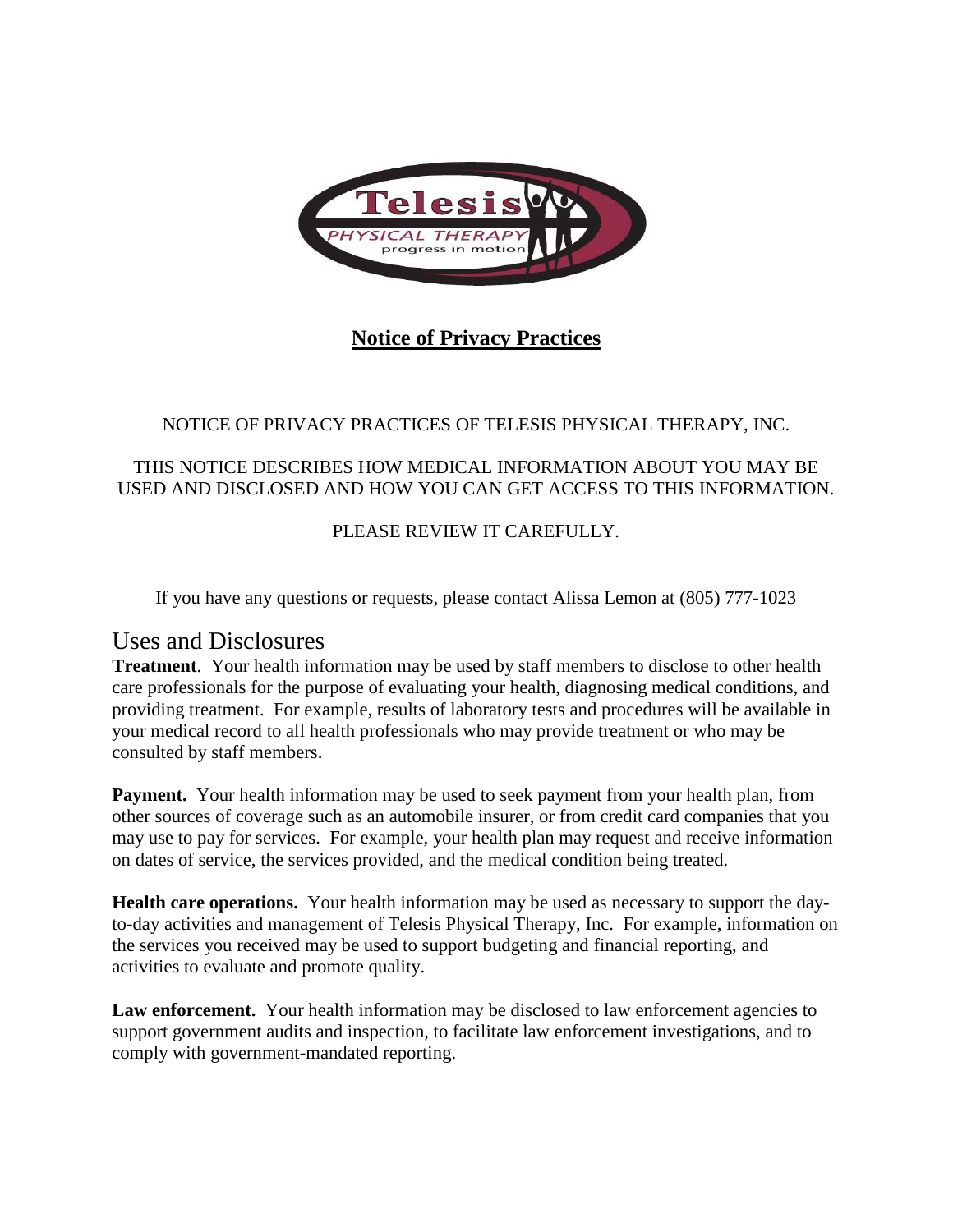# Notice of Privacy Practices

NOTICE OF PRIVACY PRACTICES OF TELESIS PHYSICAL THERAPY, INC.

THIS NOTICE DESCRIBES HOW MEDICAL INFORMATION ABOUT YOU MAY BE USED AND DISCLOSED AND HOW YOU CAN GET ACCESS TO THIS INFORMATION.

PLEASE REVIEW IT CAREFULLY.

If you have any questions or requests, please contact Alissa Lemon at (805) 777-1023

## Uses and Disclosures

**Treatment**. Your health information may be used by staff members to disclose to other health care professionals for the purpose of evaluating your health, diagnosing medical conditions, and providing treatment. For example, results of laboratory tests and procedures will be available in your medical record to all health professionals who may provide treatment or who may be consulted by staff members.

**Payment.** Your health information may be used to seek payment from your health plan, from other sources of coverage such as an automobile insurer, or from credit card companies that you may use to pay for services. For example, your health plan may request and receive information on dates of service, the services provided, and the medical condition being treated.

**Health care operations.** Your health information may be used as necessary to support the day-to-day activities and management of Telesis Physical Therapy, Inc. For example, information on the services you received may be used to support budgeting and financial reporting, and activities to evaluate and promote quality.

**Law enforcement.** Your health information may be disclosed to law enforcement agencies to support government audits and inspection, to facilitate law enforcement investigations, and to comply with government-mandated reporting.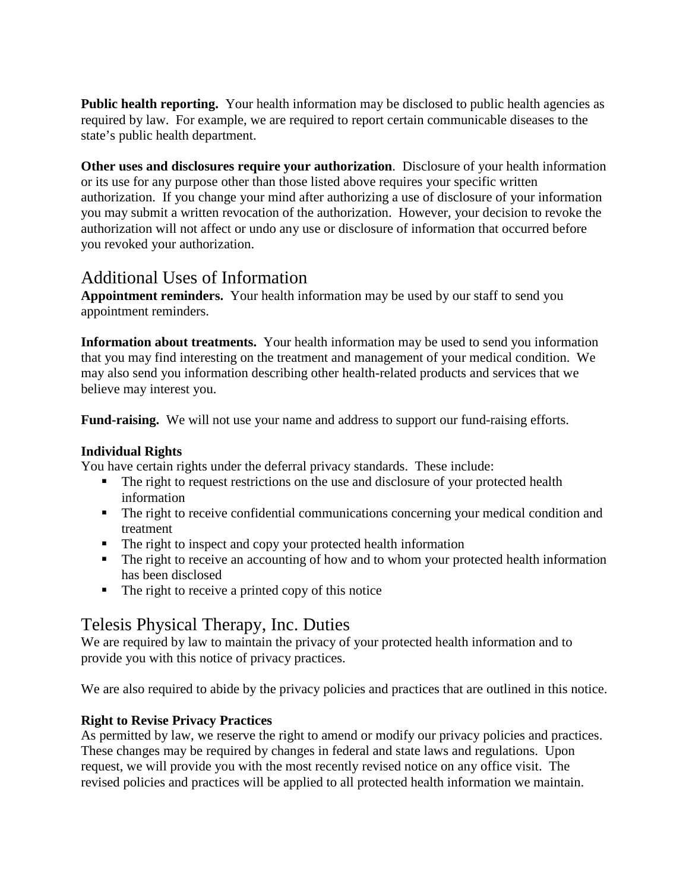**Public health reporting.** Your health information may be disclosed to public health agencies as required by law. For example, we are required to report certain communicable diseases to the state's public health department.

**Other uses and disclosures require your authorization**. Disclosure of your health information or its use for any purpose other than those listed above requires your specific written authorization. If you change your mind after authorizing a use of disclosure of your information you may submit a written revocation of the authorization. However, your decision to revoke the authorization will not affect or undo any use or disclosure of information that occurred before you revoked your authorization.

## Additional Uses of Information

**Appointment reminders.** Your health information may be used by our staff to send you appointment reminders.

**Information about treatments.** Your health information may be used to send you information that you may find interesting on the treatment and management of your medical condition. We may also send you information describing other health-related products and services that we believe may interest you.

**Fund-raising.** We will not use your name and address to support our fund-raising efforts.

**Individual Rights**

You have certain rights under the deferral privacy standards. These include:

- The right to request restrictions on the use and disclosure of your protected health information
- The right to receive confidential communications concerning your medical condition and treatment
- The right to inspect and copy your protected health information
- The right to receive an accounting of how and to whom your protected health information has been disclosed
- The right to receive a printed copy of this notice

## Telesis Physical Therapy, Inc. Duties

We are required by law to maintain the privacy of your protected health information and to provide you with this notice of privacy practices.

We are also required to abide by the privacy policies and practices that are outlined in this notice.

**Right to Revise Privacy Practices**

As permitted by law, we reserve the right to amend or modify our privacy policies and practices. These changes may be required by changes in federal and state laws and regulations. Upon request, we will provide you with the most recently revised notice on any office visit. The revised policies and practices will be applied to all protected health information we maintain.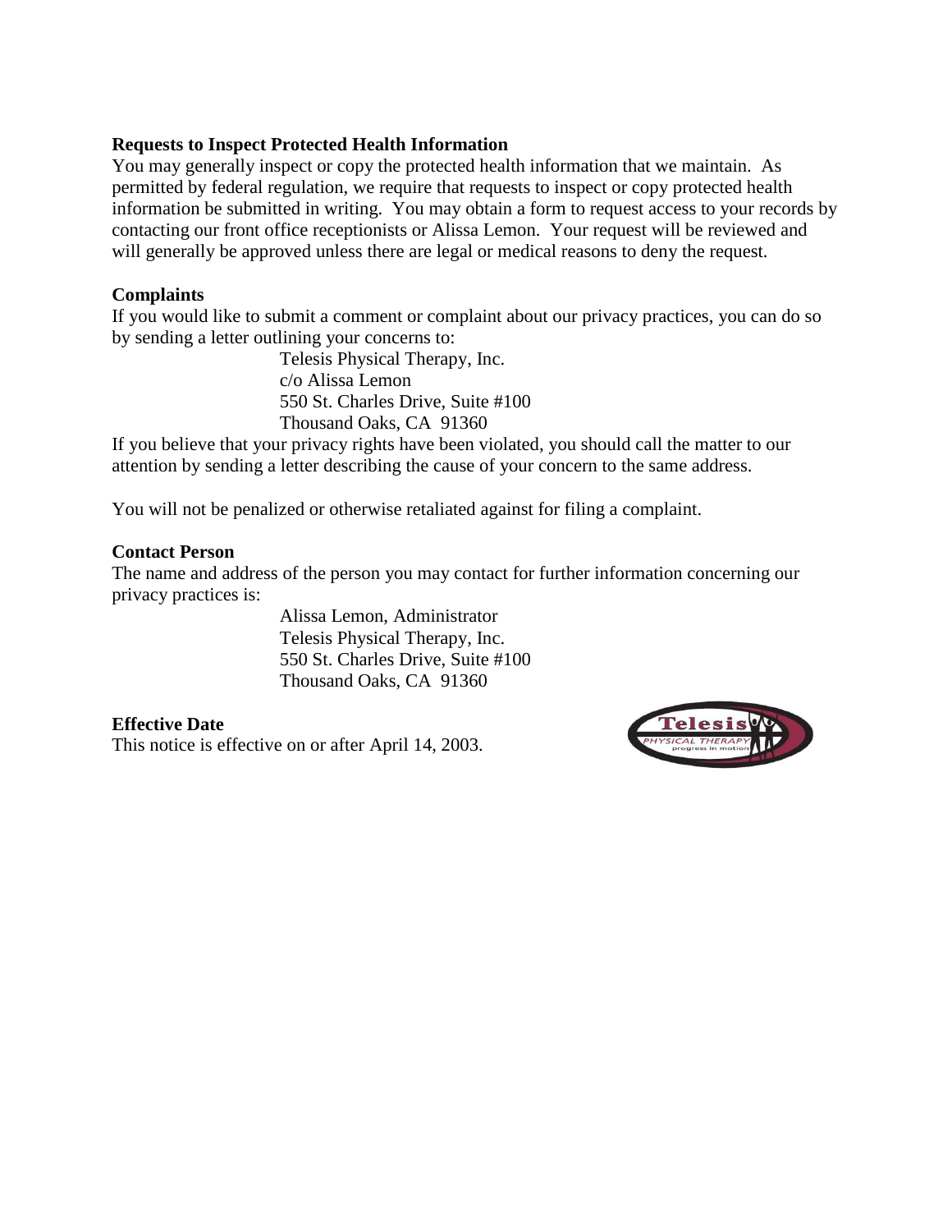**Requests to Inspect Protected Health Information**

You may generally inspect or copy the protected health information that we maintain. As permitted by federal regulation, we require that requests to inspect or copy protected health information be submitted in writing. You may obtain a form to request access to your records by contacting our front office receptionists or Alissa Lemon. Your request will be reviewed and will generally be approved unless there are legal or medical reasons to deny the request.

**Complaints**

If you would like to submit a comment or complaint about our privacy practices, you can do so by sending a letter outlining your concerns to:

Telesis Physical Therapy, Inc.
c/o Alissa Lemon
550 St. Charles Drive, Suite #100
Thousand Oaks, CA 91360

If you believe that your privacy rights have been violated, you should call the matter to our attention by sending a letter describing the cause of your concern to the same address.

You will not be penalized or otherwise retaliated against for filing a complaint.

**Contact Person**

The name and address of the person you may contact for further information concerning our privacy practices is:

Alissa Lemon, Administrator
Telesis Physical Therapy, Inc.
550 St. Charles Drive, Suite #100
Thousand Oaks, CA 91360

**Effective Date**

This notice is effective on or after April 14, 2003.